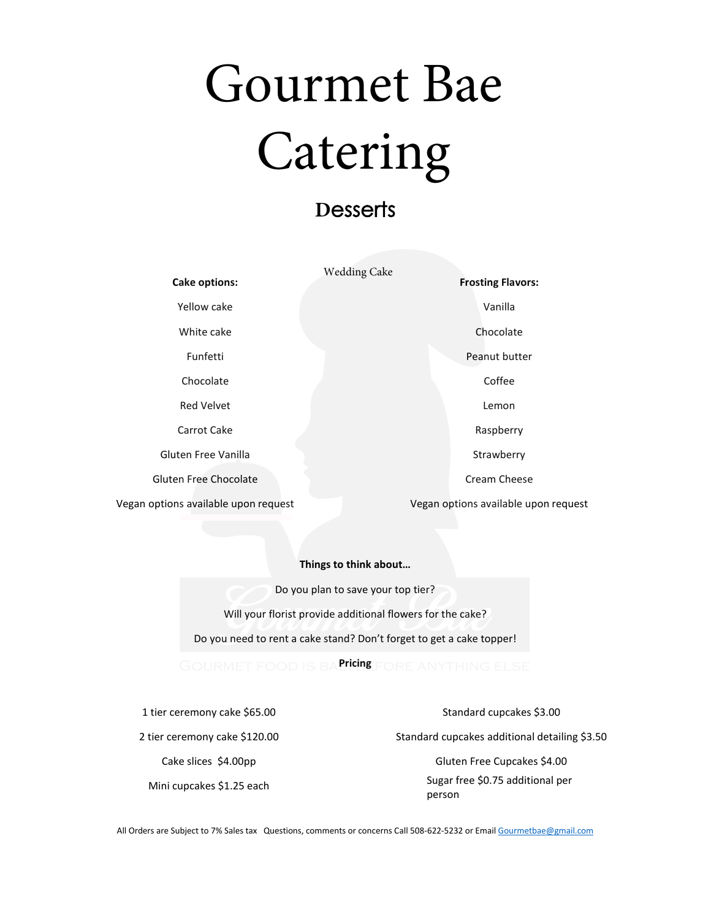# Gourmet Bae Catering

## Desserts

### Wedding Cake

**Cake options:**

Yellow cake

White cake

Funfetti

Chocolate

Red Velvet

Carrot Cake

Gluten Free Vanilla

Gluten Free Chocolate

Vegan options available upon request

**Frosting Flavors:**

Vanilla

Chocolate

Peanut butter

Coffee

Lemon

Raspberry

Strawberry

Cream Cheese

Vegan options available upon request

**Things to think about…**

Do you plan to save your top tier?

Will your florist provide additional flowers for the cake?

Do you need to rent a cake stand? Don't forget to get a cake topper!

**Pricing**

1 tier ceremony cake $65.00

2 tier ceremony cake $120.00

Cake slices $4.00pp

Mini cupcakes $1.25 each

Standard cupcakes $3.00

Standard cupcakes additional detailing $3.50

Gluten Free Cupcakes $4.00

Sugar free $0.75 additional per person

All Orders are Subject to 7% Sales tax Questions, comments or concerns Call 508-622-5232 or Email Gourmetbae@gmail.com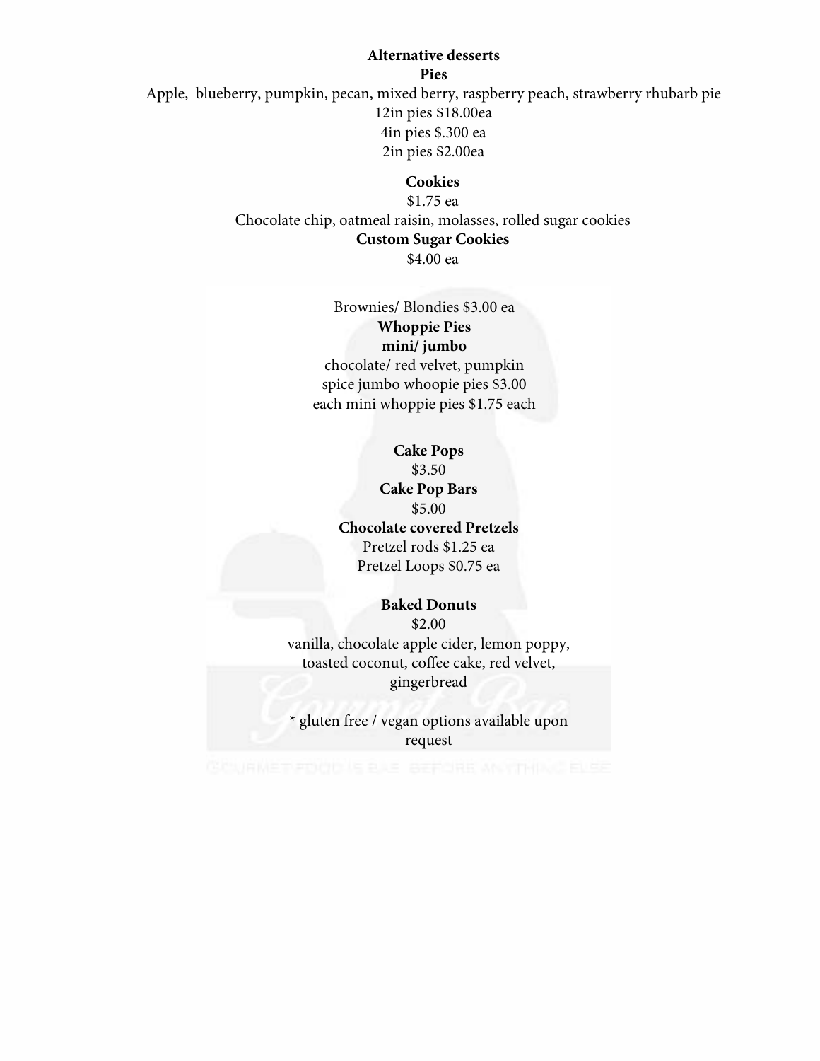**Alternative desserts**

**Pies**

Apple, blueberry, pumpkin, pecan, mixed berry, raspberry peach, strawberry rhubarb pie

12in pies $18.00ea

4in pies $.300 ea

2in pies $2.00ea

**Cookies**

$1.75 ea

Chocolate chip, oatmeal raisin, molasses, rolled sugar cookies

**Custom Sugar Cookies**

$4.00 ea

Brownies/ Blondies $3.00 ea

**Whoppie Pies**

**mini/ jumbo**

chocolate/ red velvet, pumpkin spice jumbo whoopie pies $3.00 each mini whoppie pies $1.75 each

**Cake Pops**

$3.50

**Cake Pop Bars**

$5.00

**Chocolate covered Pretzels**

Pretzel rods $1.25 ea

Pretzel Loops $0.75 ea

**Baked Donuts**

$2.00

vanilla, chocolate apple cider, lemon poppy, toasted coconut, coffee cake, red velvet, gingerbread

* gluten free / vegan options available upon request